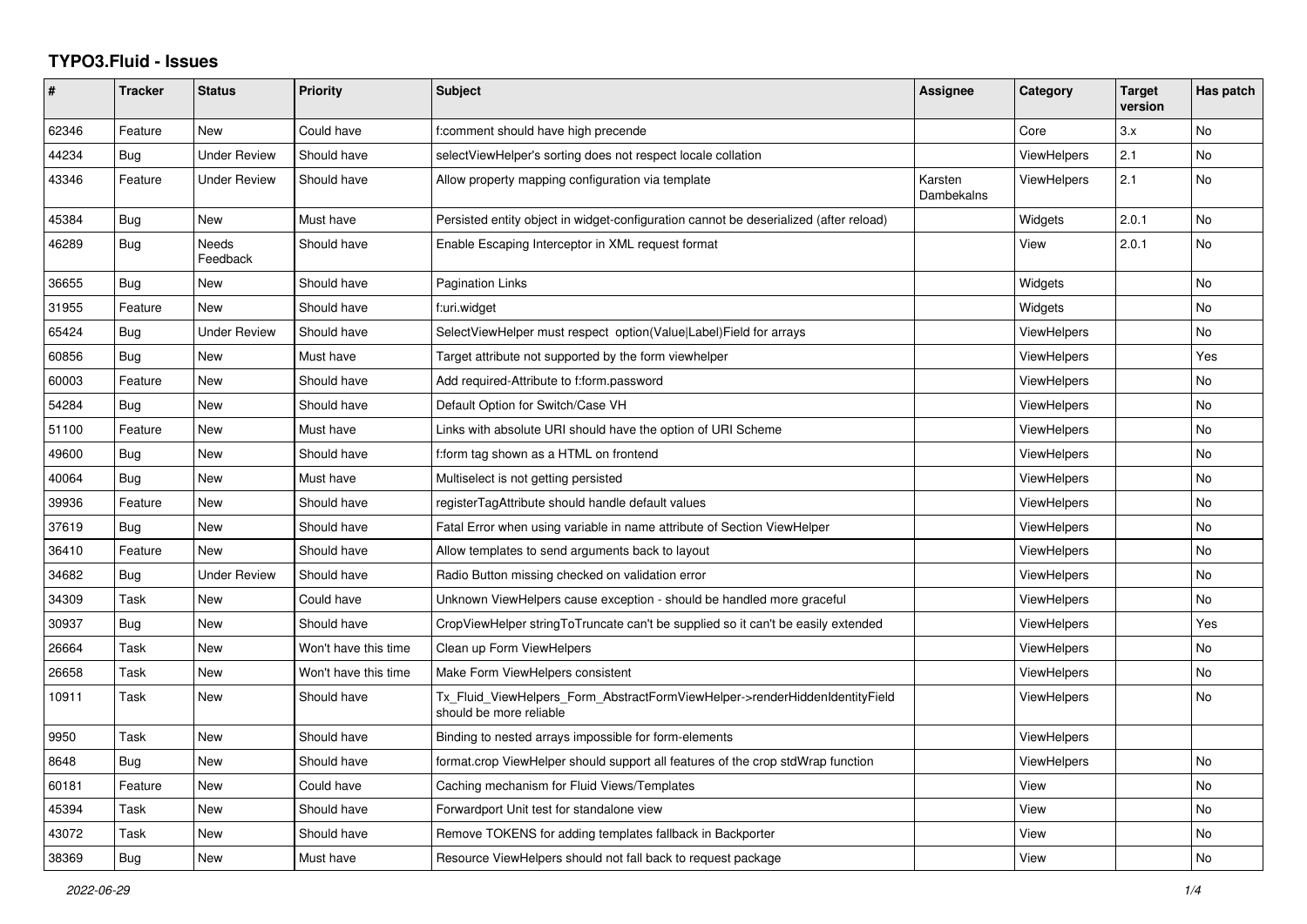# TYPO3.Fluid - Issues

| # | Tracker | Status | Priority | Subject | Assignee | Category | Target version | Has patch |
|---|---|---|---|---|---|---|---|---|
| 62346 | Feature | New | Could have | f:comment should have high precende | | Core | 3.x | No |
| 44234 | Bug | Under Review | Should have | selectViewHelper's sorting does not respect locale collation | | ViewHelpers | 2.1 | No |
| 43346 | Feature | Under Review | Should have | Allow property mapping configuration via template | Karsten Dambekalns | ViewHelpers | 2.1 | No |
| 45384 | Bug | New | Must have | Persisted entity object in widget-configuration cannot be deserialized (after reload) | | Widgets | 2.0.1 | No |
| 46289 | Bug | Needs Feedback | Should have | Enable Escaping Interceptor in XML request format | | View | 2.0.1 | No |
| 36655 | Bug | New | Should have | Pagination Links | | Widgets | | No |
| 31955 | Feature | New | Should have | f:uri.widget | | Widgets | | No |
| 65424 | Bug | Under Review | Should have | SelectViewHelper must respect option(Value\|Label)Field for arrays | | ViewHelpers | | No |
| 60856 | Bug | New | Must have | Target attribute not supported by the form viewhelper | | ViewHelpers | | Yes |
| 60003 | Feature | New | Should have | Add required-Attribute to f:form.password | | ViewHelpers | | No |
| 54284 | Bug | New | Should have | Default Option for Switch/Case VH | | ViewHelpers | | No |
| 51100 | Feature | New | Must have | Links with absolute URI should have the option of URI Scheme | | ViewHelpers | | No |
| 49600 | Bug | New | Should have | f:form tag shown as a HTML on frontend | | ViewHelpers | | No |
| 40064 | Bug | New | Must have | Multiselect is not getting persisted | | ViewHelpers | | No |
| 39936 | Feature | New | Should have | registerTagAttribute should handle default values | | ViewHelpers | | No |
| 37619 | Bug | New | Should have | Fatal Error when using variable in name attribute of Section ViewHelper | | ViewHelpers | | No |
| 36410 | Feature | New | Should have | Allow templates to send arguments back to layout | | ViewHelpers | | No |
| 34682 | Bug | Under Review | Should have | Radio Button missing checked on validation error | | ViewHelpers | | No |
| 34309 | Task | New | Could have | Unknown ViewHelpers cause exception - should be handled more graceful | | ViewHelpers | | No |
| 30937 | Bug | New | Should have | CropViewHelper stringToTruncate can't be supplied so it can't be easily extended | | ViewHelpers | | Yes |
| 26664 | Task | New | Won't have this time | Clean up Form ViewHelpers | | ViewHelpers | | No |
| 26658 | Task | New | Won't have this time | Make Form ViewHelpers consistent | | ViewHelpers | | No |
| 10911 | Task | New | Should have | Tx_Fluid_ViewHelpers_Form_AbstractFormViewHelper->renderHiddenIdentityField should be more reliable | | ViewHelpers | | No |
| 9950 | Task | New | Should have | Binding to nested arrays impossible for form-elements | | ViewHelpers | | |
| 8648 | Bug | New | Should have | format.crop ViewHelper should support all features of the crop stdWrap function | | ViewHelpers | | No |
| 60181 | Feature | New | Could have | Caching mechanism for Fluid Views/Templates | | View | | No |
| 45394 | Task | New | Should have | Forwardport Unit test for standalone view | | View | | No |
| 43072 | Task | New | Should have | Remove TOKENS for adding templates fallback in Backporter | | View | | No |
| 38369 | Bug | New | Must have | Resource ViewHelpers should not fall back to request package | | View | | No |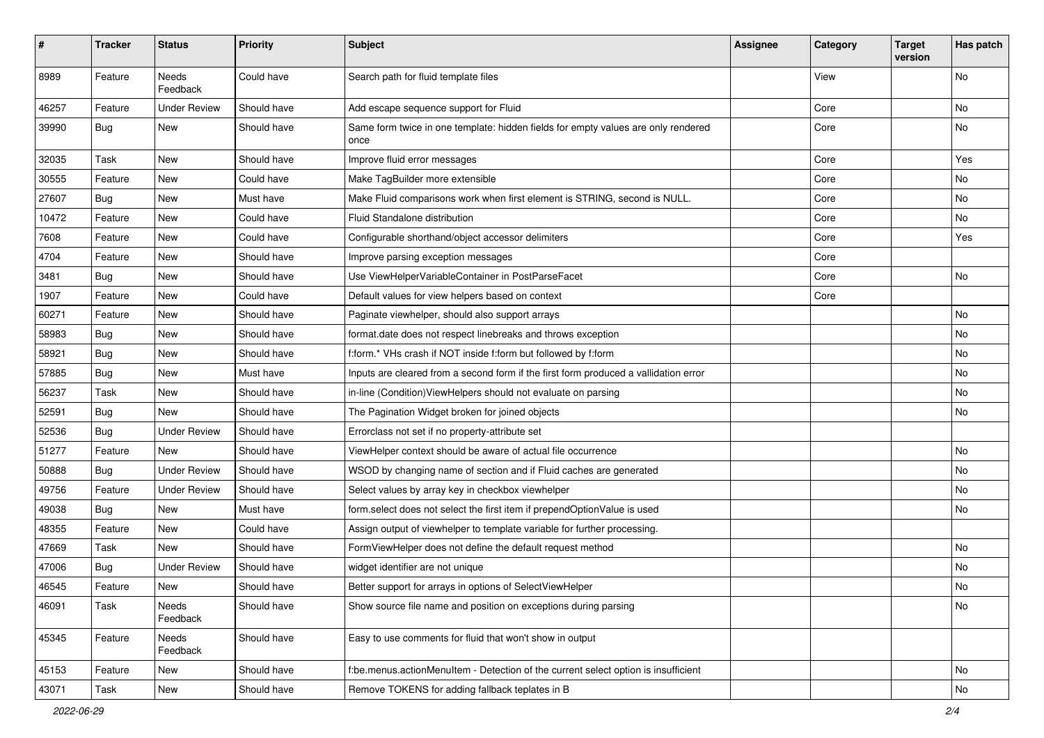| # | Tracker | Status | Priority | Subject | Assignee | Category | Target version | Has patch |
|---|---|---|---|---|---|---|---|---|
| 8989 | Feature | Needs Feedback | Could have | Search path for fluid template files | | View | | No |
| 46257 | Feature | Under Review | Should have | Add escape sequence support for Fluid | | Core | | No |
| 39990 | Bug | New | Should have | Same form twice in one template: hidden fields for empty values are only rendered once | | Core | | No |
| 32035 | Task | New | Should have | Improve fluid error messages | | Core | | Yes |
| 30555 | Feature | New | Could have | Make TagBuilder more extensible | | Core | | No |
| 27607 | Bug | New | Must have | Make Fluid comparisons work when first element is STRING, second is NULL. | | Core | | No |
| 10472 | Feature | New | Could have | Fluid Standalone distribution | | Core | | No |
| 7608 | Feature | New | Could have | Configurable shorthand/object accessor delimiters | | Core | | Yes |
| 4704 | Feature | New | Should have | Improve parsing exception messages | | Core | | |
| 3481 | Bug | New | Should have | Use ViewHelperVariableContainer in PostParseFacet | | Core | | No |
| 1907 | Feature | New | Could have | Default values for view helpers based on context | | Core | | |
| 60271 | Feature | New | Should have | Paginate viewhelper, should also support arrays | | | | No |
| 58983 | Bug | New | Should have | format.date does not respect linebreaks and throws exception | | | | No |
| 58921 | Bug | New | Should have | f:form.* VHs crash if NOT inside f:form but followed by f:form | | | | No |
| 57885 | Bug | New | Must have | Inputs are cleared from a second form if the first form produced a vallidation error | | | | No |
| 56237 | Task | New | Should have | in-line (Condition)ViewHelpers should not evaluate on parsing | | | | No |
| 52591 | Bug | New | Should have | The Pagination Widget broken for joined objects | | | | No |
| 52536 | Bug | Under Review | Should have | Errorclass not set if no property-attribute set | | | | |
| 51277 | Feature | New | Should have | ViewHelper context should be aware of actual file occurrence | | | | No |
| 50888 | Bug | Under Review | Should have | WSOD by changing name of section and if Fluid caches are generated | | | | No |
| 49756 | Feature | Under Review | Should have | Select values by array key in checkbox viewhelper | | | | No |
| 49038 | Bug | New | Must have | form.select does not select the first item if prependOptionValue is used | | | | No |
| 48355 | Feature | New | Could have | Assign output of viewhelper to template variable for further processing. | | | | |
| 47669 | Task | New | Should have | FormViewHelper does not define the default request method | | | | No |
| 47006 | Bug | Under Review | Should have | widget identifier are not unique | | | | No |
| 46545 | Feature | New | Should have | Better support for arrays in options of SelectViewHelper | | | | No |
| 46091 | Task | Needs Feedback | Should have | Show source file name and position on exceptions during parsing | | | | No |
| 45345 | Feature | Needs Feedback | Should have | Easy to use comments for fluid that won't show in output | | | | |
| 45153 | Feature | New | Should have | f:be.menus.actionMenuItem - Detection of the current select option is insufficient | | | | No |
| 43071 | Task | New | Should have | Remove TOKENS for adding fallback teplates in B | | | | No |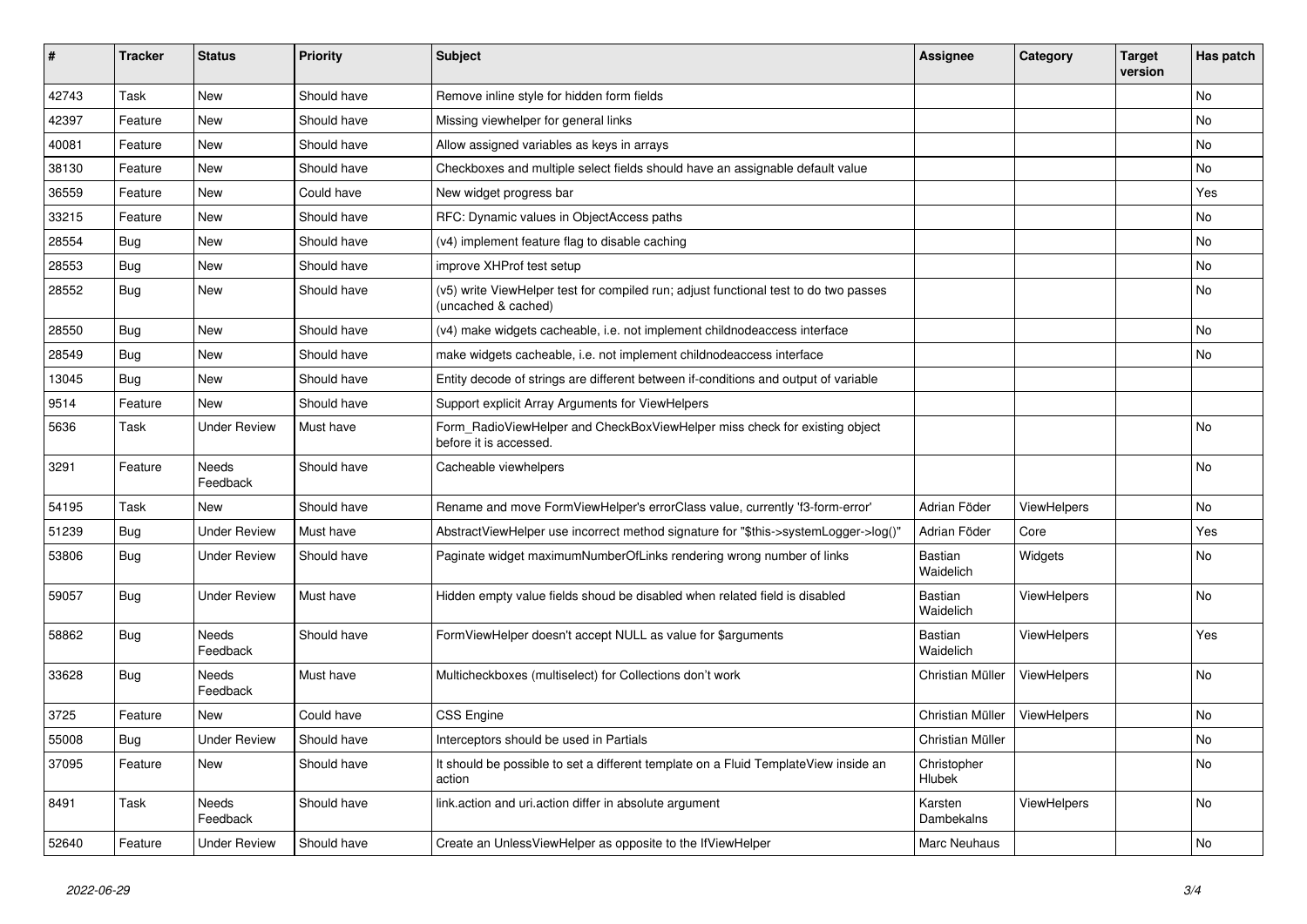| # | Tracker | Status | Priority | Subject | Assignee | Category | Target version | Has patch |
|---|---|---|---|---|---|---|---|---|
| 42743 | Task | New | Should have | Remove inline style for hidden form fields | | | | No |
| 42397 | Feature | New | Should have | Missing viewhelper for general links | | | | No |
| 40081 | Feature | New | Should have | Allow assigned variables as keys in arrays | | | | No |
| 38130 | Feature | New | Should have | Checkboxes and multiple select fields should have an assignable default value | | | | No |
| 36559 | Feature | New | Could have | New widget progress bar | | | | Yes |
| 33215 | Feature | New | Should have | RFC: Dynamic values in ObjectAccess paths | | | | No |
| 28554 | Bug | New | Should have | (v4) implement feature flag to disable caching | | | | No |
| 28553 | Bug | New | Should have | improve XHProf test setup | | | | No |
| 28552 | Bug | New | Should have | (v5) write ViewHelper test for compiled run; adjust functional test to do two passes (uncached & cached) | | | | No |
| 28550 | Bug | New | Should have | (v4) make widgets cacheable, i.e. not implement childnodeaccess interface | | | | No |
| 28549 | Bug | New | Should have | make widgets cacheable, i.e. not implement childnodeaccess interface | | | | No |
| 13045 | Bug | New | Should have | Entity decode of strings are different between if-conditions and output of variable | | | | |
| 9514 | Feature | New | Should have | Support explicit Array Arguments for ViewHelpers | | | | |
| 5636 | Task | Under Review | Must have | Form_RadioViewHelper and CheckBoxViewHelper miss check for existing object before it is accessed. | | | | No |
| 3291 | Feature | Needs Feedback | Should have | Cacheable viewhelpers | | | | No |
| 54195 | Task | New | Should have | Rename and move FormViewHelper's errorClass value, currently 'f3-form-error' | Adrian Föder | ViewHelpers | | No |
| 51239 | Bug | Under Review | Must have | AbstractViewHelper use incorrect method signature for "$this->systemLogger->log()" | Adrian Föder | Core | | Yes |
| 53806 | Bug | Under Review | Should have | Paginate widget maximumNumberOfLinks rendering wrong number of links | Bastian Waidelich | Widgets | | No |
| 59057 | Bug | Under Review | Must have | Hidden empty value fields shoud be disabled when related field is disabled | Bastian Waidelich | ViewHelpers | | No |
| 58862 | Bug | Needs Feedback | Should have | FormViewHelper doesn't accept NULL as value for $arguments | Bastian Waidelich | ViewHelpers | | Yes |
| 33628 | Bug | Needs Feedback | Must have | Multicheckboxes (multiselect) for Collections don't work | Christian Müller | ViewHelpers | | No |
| 3725 | Feature | New | Could have | CSS Engine | Christian Müller | ViewHelpers | | No |
| 55008 | Bug | Under Review | Should have | Interceptors should be used in Partials | Christian Müller | | | No |
| 37095 | Feature | New | Should have | It should be possible to set a different template on a Fluid TemplateView inside an action | Christopher Hlubek | | | No |
| 8491 | Task | Needs Feedback | Should have | link.action and uri.action differ in absolute argument | Karsten Dambekalns | ViewHelpers | | No |
| 52640 | Feature | Under Review | Should have | Create an UnlessViewHelper as opposite to the IfViewHelper | Marc Neuhaus | | | No |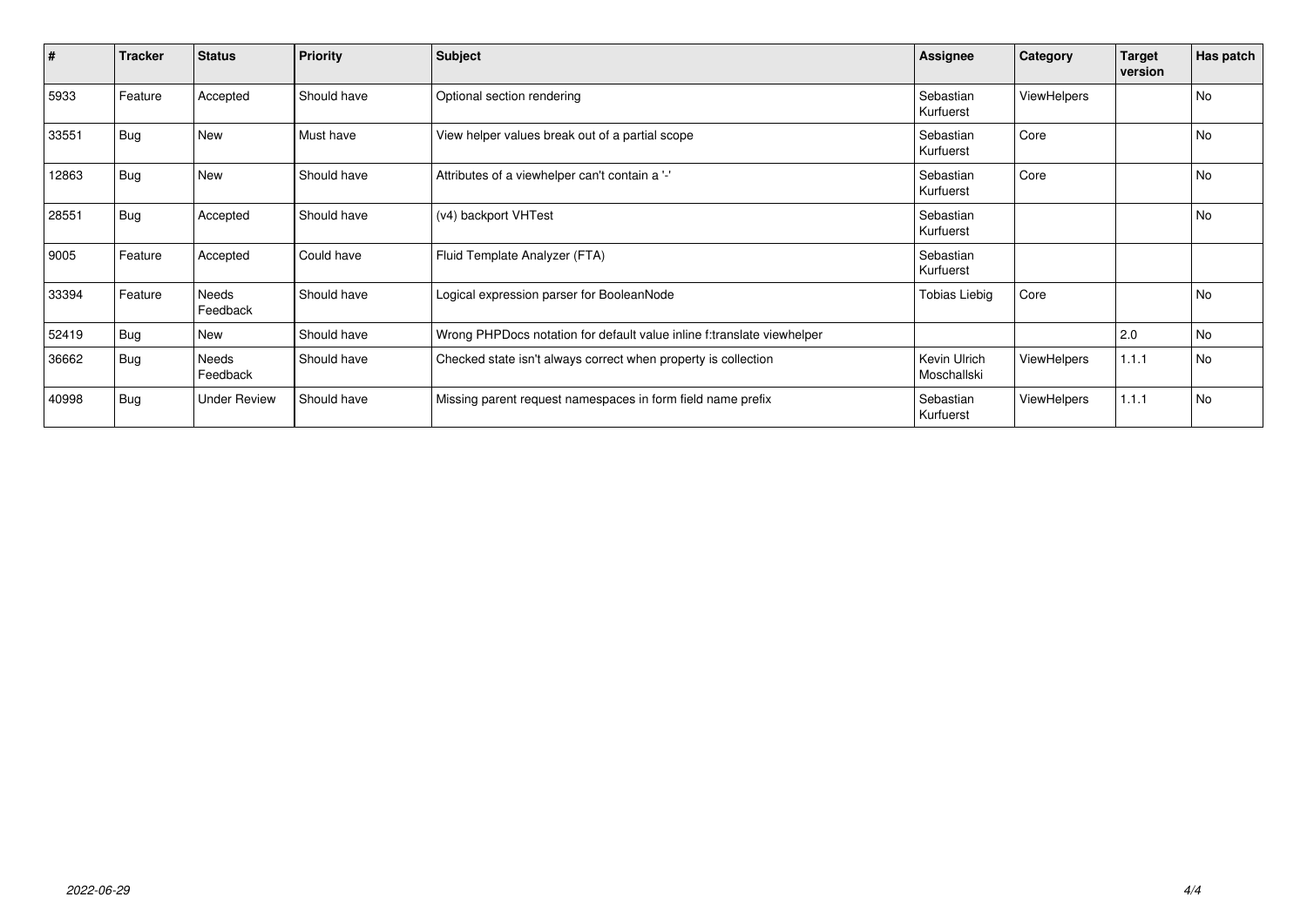| # | Tracker | Status | Priority | Subject | Assignee | Category | Target version | Has patch |
|---|---|---|---|---|---|---|---|---|
| 5933 | Feature | Accepted | Should have | Optional section rendering | Sebastian Kurfuerst | ViewHelpers | | No |
| 33551 | Bug | New | Must have | View helper values break out of a partial scope | Sebastian Kurfuerst | Core | | No |
| 12863 | Bug | New | Should have | Attributes of a viewhelper can't contain a '-' | Sebastian Kurfuerst | Core | | No |
| 28551 | Bug | Accepted | Should have | (v4) backport VHTest | Sebastian Kurfuerst | | | No |
| 9005 | Feature | Accepted | Could have | Fluid Template Analyzer (FTA) | Sebastian Kurfuerst | | | |
| 33394 | Feature | Needs Feedback | Should have | Logical expression parser for BooleanNode | Tobias Liebig | Core | | No |
| 52419 | Bug | New | Should have | Wrong PHPDocs notation for default value inline f:translate viewhelper | | | 2.0 | No |
| 36662 | Bug | Needs Feedback | Should have | Checked state isn't always correct when property is collection | Kevin Ulrich Moschallski | ViewHelpers | 1.1.1 | No |
| 40998 | Bug | Under Review | Should have | Missing parent request namespaces in form field name prefix | Sebastian Kurfuerst | ViewHelpers | 1.1.1 | No |